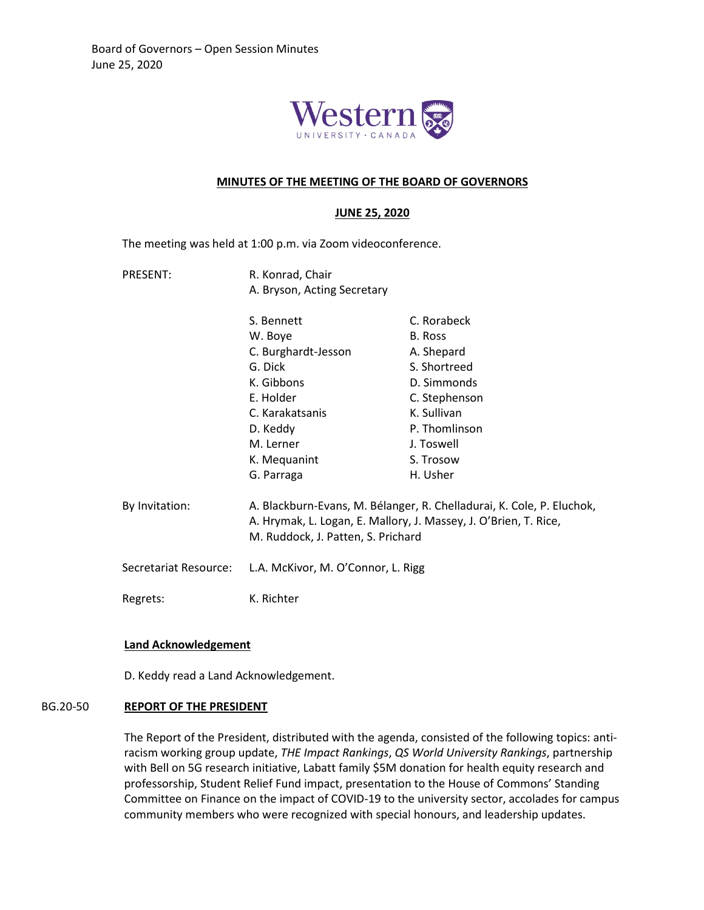## MINUTES OF THE MEETING OF THE BOARD OF GOVERNORS

### JUNE 25, 2020

The meeting was held at 1:00 p.m. via Zoom videoconference.

PRESENT: R. Konrad, Chair
A. Bryson, Acting Secretary

S. Bennett, W. Boye, C. Burghardt-Jesson, G. Dick, K. Gibbons, E. Holder, C. Karakatsanis, D. Keddy, M. Lerner, K. Mequanint, G. Parraga, C. Rorabeck, B. Ross, A. Shepard, S. Shortreed, D. Simmonds, C. Stephenson, K. Sullivan, P. Thomlinson, J. Toswell, S. Trosow, H. Usher

By Invitation: A. Blackburn-Evans, M. Bélanger, R. Chelladurai, K. Cole, P. Eluchok, A. Hrymak, L. Logan, E. Mallory, J. Massey, J. O'Brien, T. Rice, M. Ruddock, J. Patten, S. Prichard

Secretariat Resource: L.A. McKivor, M. O'Connor, L. Rigg

Regrets: K. Richter

**Land Acknowledgement**

D. Keddy read a Land Acknowledgement.

**BG.20-50 REPORT OF THE PRESIDENT**

The Report of the President, distributed with the agenda, consisted of the following topics: anti-racism working group update, *THE Impact Rankings*, *QS World University Rankings*, partnership with Bell on 5G research initiative, Labatt family $5M donation for health equity research and professorship, Student Relief Fund impact, presentation to the House of Commons' Standing Committee on Finance on the impact of COVID-19 to the university sector, accolades for campus community members who were recognized with special honours, and leadership updates.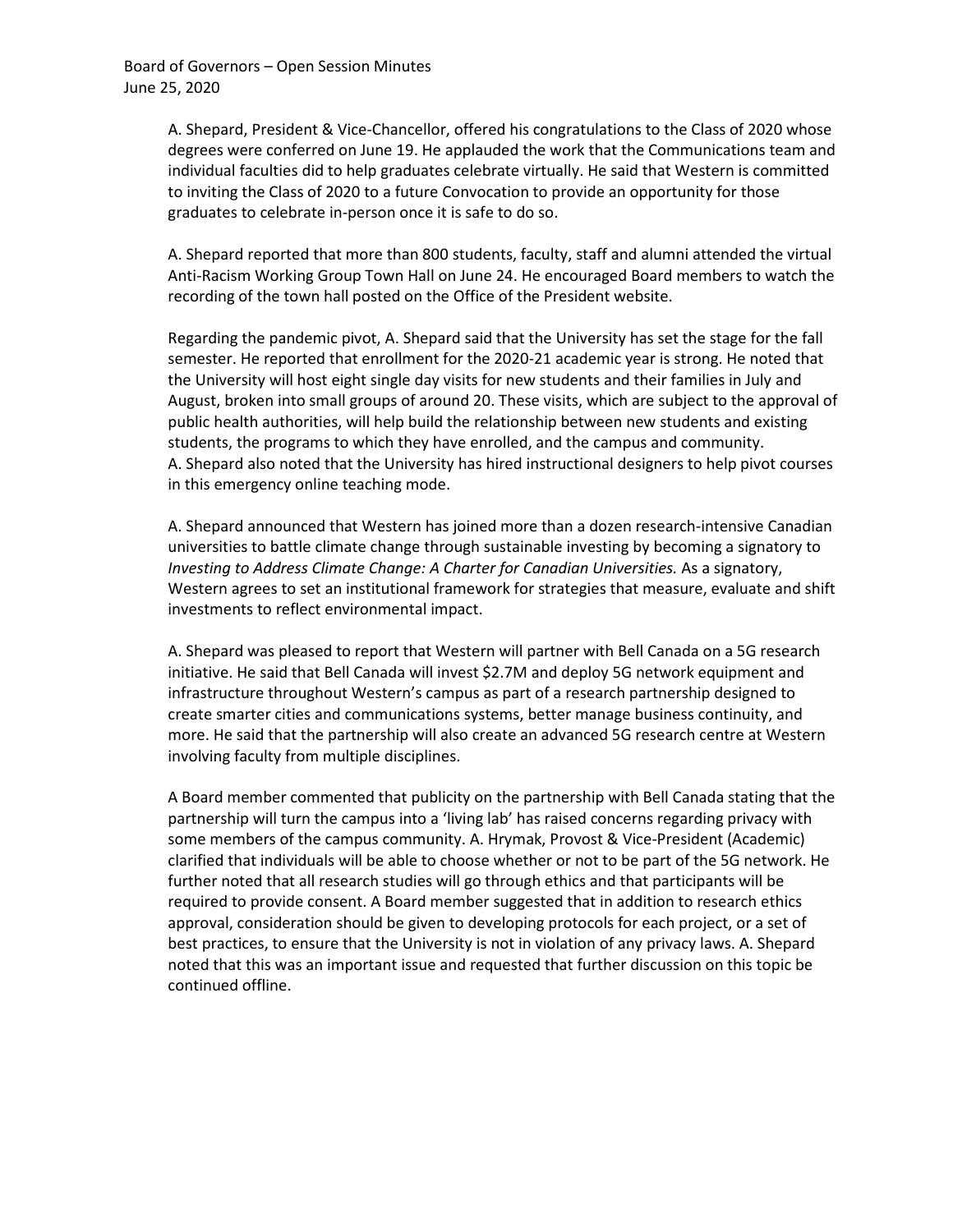A. Shepard, President & Vice-Chancellor, offered his congratulations to the Class of 2020 whose degrees were conferred on June 19. He applauded the work that the Communications team and individual faculties did to help graduates celebrate virtually. He said that Western is committed to inviting the Class of 2020 to a future Convocation to provide an opportunity for those graduates to celebrate in-person once it is safe to do so.

A. Shepard reported that more than 800 students, faculty, staff and alumni attended the virtual Anti-Racism Working Group Town Hall on June 24. He encouraged Board members to watch the recording of the town hall posted on the Office of the President website.

Regarding the pandemic pivot, A. Shepard said that the University has set the stage for the fall semester. He reported that enrollment for the 2020-21 academic year is strong. He noted that the University will host eight single day visits for new students and their families in July and August, broken into small groups of around 20. These visits, which are subject to the approval of public health authorities, will help build the relationship between new students and existing students, the programs to which they have enrolled, and the campus and community. A. Shepard also noted that the University has hired instructional designers to help pivot courses in this emergency online teaching mode.

A. Shepard announced that Western has joined more than a dozen research-intensive Canadian universities to battle climate change through sustainable investing by becoming a signatory to *Investing to Address Climate Change: A Charter for Canadian Universities.* As a signatory, Western agrees to set an institutional framework for strategies that measure, evaluate and shift investments to reflect environmental impact.

A. Shepard was pleased to report that Western will partner with Bell Canada on a 5G research initiative. He said that Bell Canada will invest $2.7M and deploy 5G network equipment and infrastructure throughout Western's campus as part of a research partnership designed to create smarter cities and communications systems, better manage business continuity, and more. He said that the partnership will also create an advanced 5G research centre at Western involving faculty from multiple disciplines.

A Board member commented that publicity on the partnership with Bell Canada stating that the partnership will turn the campus into a 'living lab' has raised concerns regarding privacy with some members of the campus community. A. Hrymak, Provost & Vice-President (Academic) clarified that individuals will be able to choose whether or not to be part of the 5G network. He further noted that all research studies will go through ethics and that participants will be required to provide consent. A Board member suggested that in addition to research ethics approval, consideration should be given to developing protocols for each project, or a set of best practices, to ensure that the University is not in violation of any privacy laws. A. Shepard noted that this was an important issue and requested that further discussion on this topic be continued offline.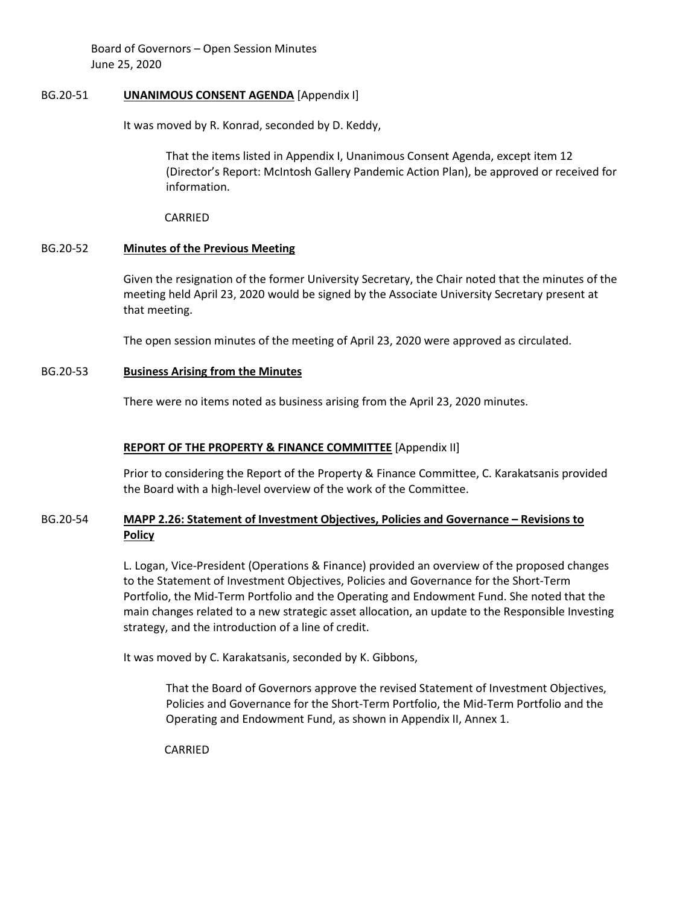Board of Governors – Open Session Minutes
June 25, 2020

BG.20-51 **UNANIMOUS CONSENT AGENDA** [Appendix I]

It was moved by R. Konrad, seconded by D. Keddy,

> That the items listed in Appendix I, Unanimous Consent Agenda, except item 12 (Director's Report: McIntosh Gallery Pandemic Action Plan), be approved or received for information.

CARRIED

BG.20-52 **Minutes of the Previous Meeting**

Given the resignation of the former University Secretary, the Chair noted that the minutes of the meeting held April 23, 2020 would be signed by the Associate University Secretary present at that meeting.

The open session minutes of the meeting of April 23, 2020 were approved as circulated.

BG.20-53 **Business Arising from the Minutes**

There were no items noted as business arising from the April 23, 2020 minutes.

**REPORT OF THE PROPERTY & FINANCE COMMITTEE** [Appendix II]

Prior to considering the Report of the Property & Finance Committee, C. Karakatsanis provided the Board with a high-level overview of the work of the Committee.

BG.20-54 **MAPP 2.26: Statement of Investment Objectives, Policies and Governance – Revisions to Policy**

L. Logan, Vice-President (Operations & Finance) provided an overview of the proposed changes to the Statement of Investment Objectives, Policies and Governance for the Short-Term Portfolio, the Mid-Term Portfolio and the Operating and Endowment Fund. She noted that the main changes related to a new strategic asset allocation, an update to the Responsible Investing strategy, and the introduction of a line of credit.

It was moved by C. Karakatsanis, seconded by K. Gibbons,

> That the Board of Governors approve the revised Statement of Investment Objectives, Policies and Governance for the Short-Term Portfolio, the Mid-Term Portfolio and the Operating and Endowment Fund, as shown in Appendix II, Annex 1.

CARRIED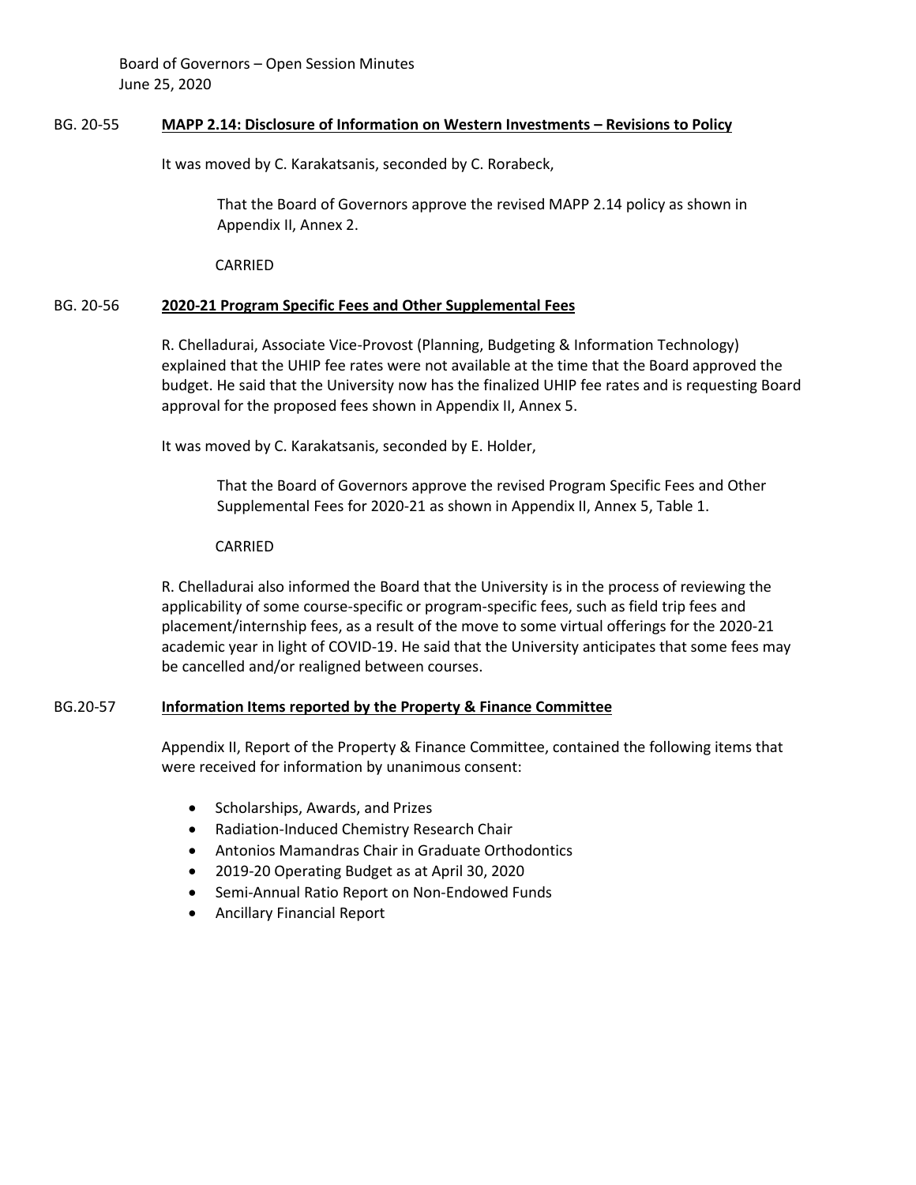### BG. 20-55 MAPP 2.14: Disclosure of Information on Western Investments – Revisions to Policy

It was moved by C. Karakatsanis, seconded by C. Rorabeck,

> That the Board of Governors approve the revised MAPP 2.14 policy as shown in Appendix II, Annex 2.
>
> CARRIED

### BG. 20-56 2020-21 Program Specific Fees and Other Supplemental Fees

R. Chelladurai, Associate Vice-Provost (Planning, Budgeting & Information Technology) explained that the UHIP fee rates were not available at the time that the Board approved the budget. He said that the University now has the finalized UHIP fee rates and is requesting Board approval for the proposed fees shown in Appendix II, Annex 5.

It was moved by C. Karakatsanis, seconded by E. Holder,

> That the Board of Governors approve the revised Program Specific Fees and Other Supplemental Fees for 2020-21 as shown in Appendix II, Annex 5, Table 1.
>
> CARRIED

R. Chelladurai also informed the Board that the University is in the process of reviewing the applicability of some course-specific or program-specific fees, such as field trip fees and placement/internship fees, as a result of the move to some virtual offerings for the 2020-21 academic year in light of COVID-19. He said that the University anticipates that some fees may be cancelled and/or realigned between courses.

### BG.20-57 Information Items reported by the Property & Finance Committee

Appendix II, Report of the Property & Finance Committee, contained the following items that were received for information by unanimous consent:

- Scholarships, Awards, and Prizes
- Radiation-Induced Chemistry Research Chair
- Antonios Mamandras Chair in Graduate Orthodontics
- 2019-20 Operating Budget as at April 30, 2020
- Semi-Annual Ratio Report on Non-Endowed Funds
- Ancillary Financial Report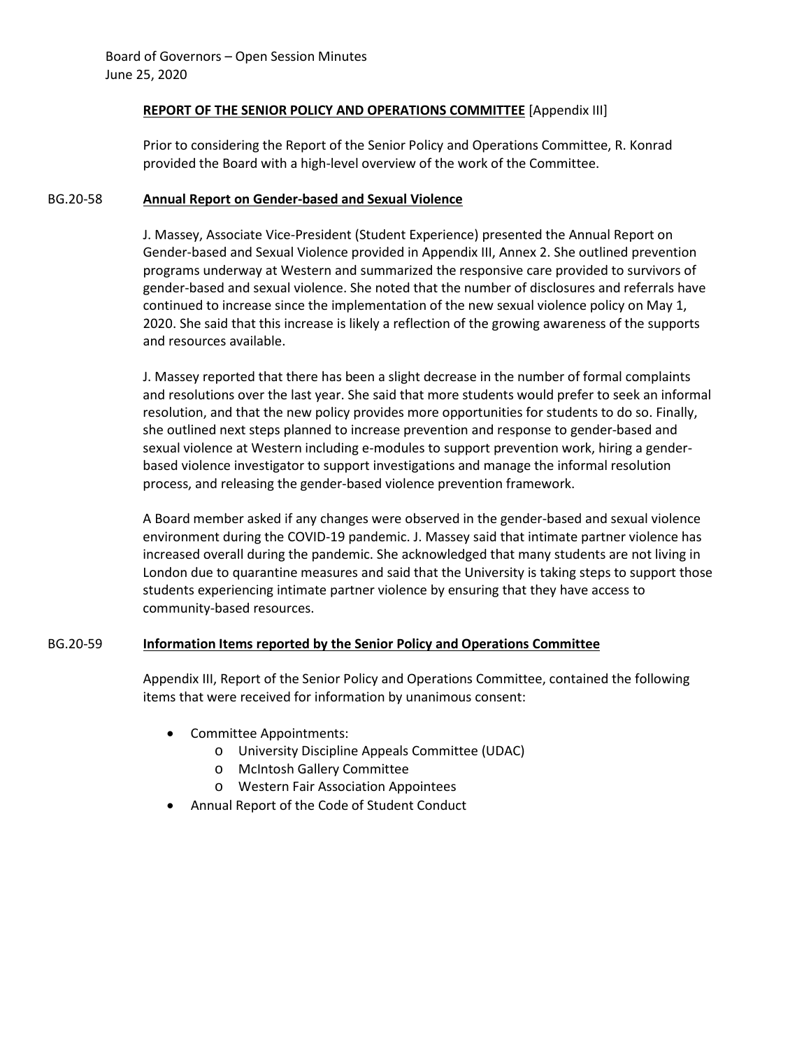**REPORT OF THE SENIOR POLICY AND OPERATIONS COMMITTEE** [Appendix III]

Prior to considering the Report of the Senior Policy and Operations Committee, R. Konrad provided the Board with a high-level overview of the work of the Committee.

BG.20-58 **Annual Report on Gender-based and Sexual Violence**

J. Massey, Associate Vice-President (Student Experience) presented the Annual Report on Gender-based and Sexual Violence provided in Appendix III, Annex 2. She outlined prevention programs underway at Western and summarized the responsive care provided to survivors of gender-based and sexual violence. She noted that the number of disclosures and referrals have continued to increase since the implementation of the new sexual violence policy on May 1, 2020. She said that this increase is likely a reflection of the growing awareness of the supports and resources available.

J. Massey reported that there has been a slight decrease in the number of formal complaints and resolutions over the last year. She said that more students would prefer to seek an informal resolution, and that the new policy provides more opportunities for students to do so. Finally, she outlined next steps planned to increase prevention and response to gender-based and sexual violence at Western including e-modules to support prevention work, hiring a gender-based violence investigator to support investigations and manage the informal resolution process, and releasing the gender-based violence prevention framework.

A Board member asked if any changes were observed in the gender-based and sexual violence environment during the COVID-19 pandemic. J. Massey said that intimate partner violence has increased overall during the pandemic. She acknowledged that many students are not living in London due to quarantine measures and said that the University is taking steps to support those students experiencing intimate partner violence by ensuring that they have access to community-based resources.

BG.20-59 **Information Items reported by the Senior Policy and Operations Committee**

Appendix III, Report of the Senior Policy and Operations Committee, contained the following items that were received for information by unanimous consent:

- Committee Appointments:
  - University Discipline Appeals Committee (UDAC)
  - McIntosh Gallery Committee
  - Western Fair Association Appointees
- Annual Report of the Code of Student Conduct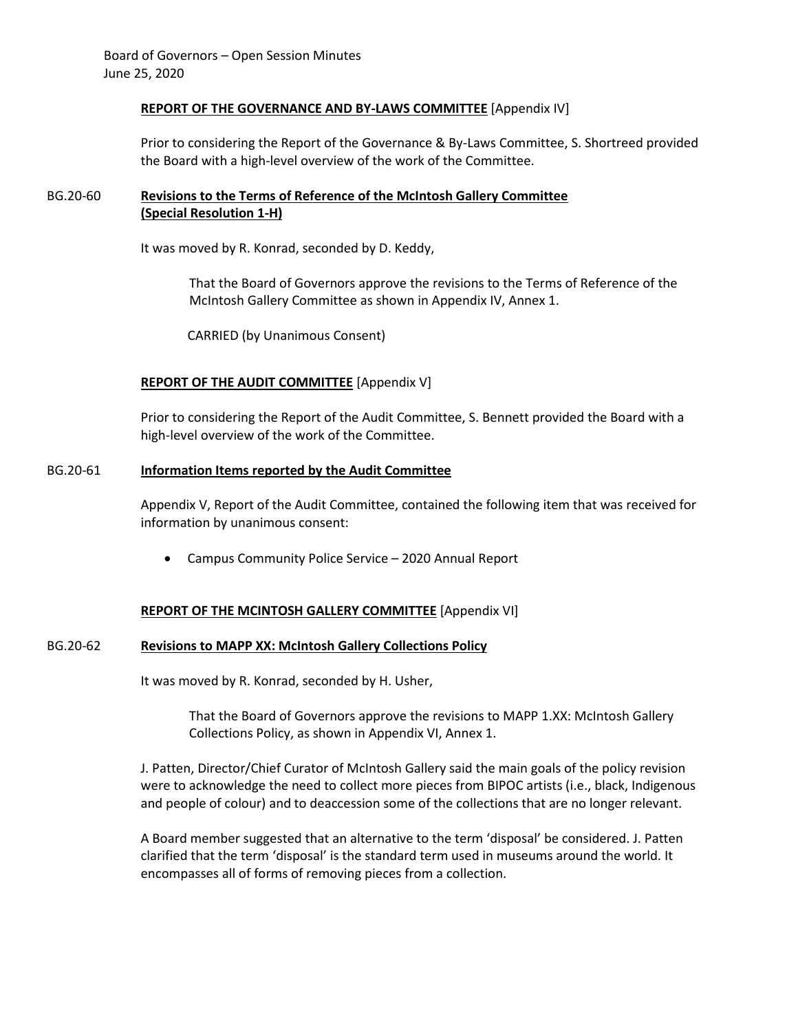**REPORT OF THE GOVERNANCE AND BY-LAWS COMMITTEE** [Appendix IV]

Prior to considering the Report of the Governance & By-Laws Committee, S. Shortreed provided the Board with a high-level overview of the work of the Committee.

BG.20-60 **Revisions to the Terms of Reference of the McIntosh Gallery Committee (Special Resolution 1-H)**

It was moved by R. Konrad, seconded by D. Keddy,

> That the Board of Governors approve the revisions to the Terms of Reference of the McIntosh Gallery Committee as shown in Appendix IV, Annex 1.
>
> CARRIED (by Unanimous Consent)

**REPORT OF THE AUDIT COMMITTEE** [Appendix V]

Prior to considering the Report of the Audit Committee, S. Bennett provided the Board with a high-level overview of the work of the Committee.

BG.20-61 **Information Items reported by the Audit Committee**

Appendix V, Report of the Audit Committee, contained the following item that was received for information by unanimous consent:

- Campus Community Police Service – 2020 Annual Report

**REPORT OF THE MCINTOSH GALLERY COMMITTEE** [Appendix VI]

BG.20-62 **Revisions to MAPP XX: McIntosh Gallery Collections Policy**

It was moved by R. Konrad, seconded by H. Usher,

> That the Board of Governors approve the revisions to MAPP 1.XX: McIntosh Gallery Collections Policy, as shown in Appendix VI, Annex 1.

J. Patten, Director/Chief Curator of McIntosh Gallery said the main goals of the policy revision were to acknowledge the need to collect more pieces from BIPOC artists (i.e., black, Indigenous and people of colour) and to deaccession some of the collections that are no longer relevant.

A Board member suggested that an alternative to the term 'disposal' be considered. J. Patten clarified that the term 'disposal' is the standard term used in museums around the world. It encompasses all of forms of removing pieces from a collection.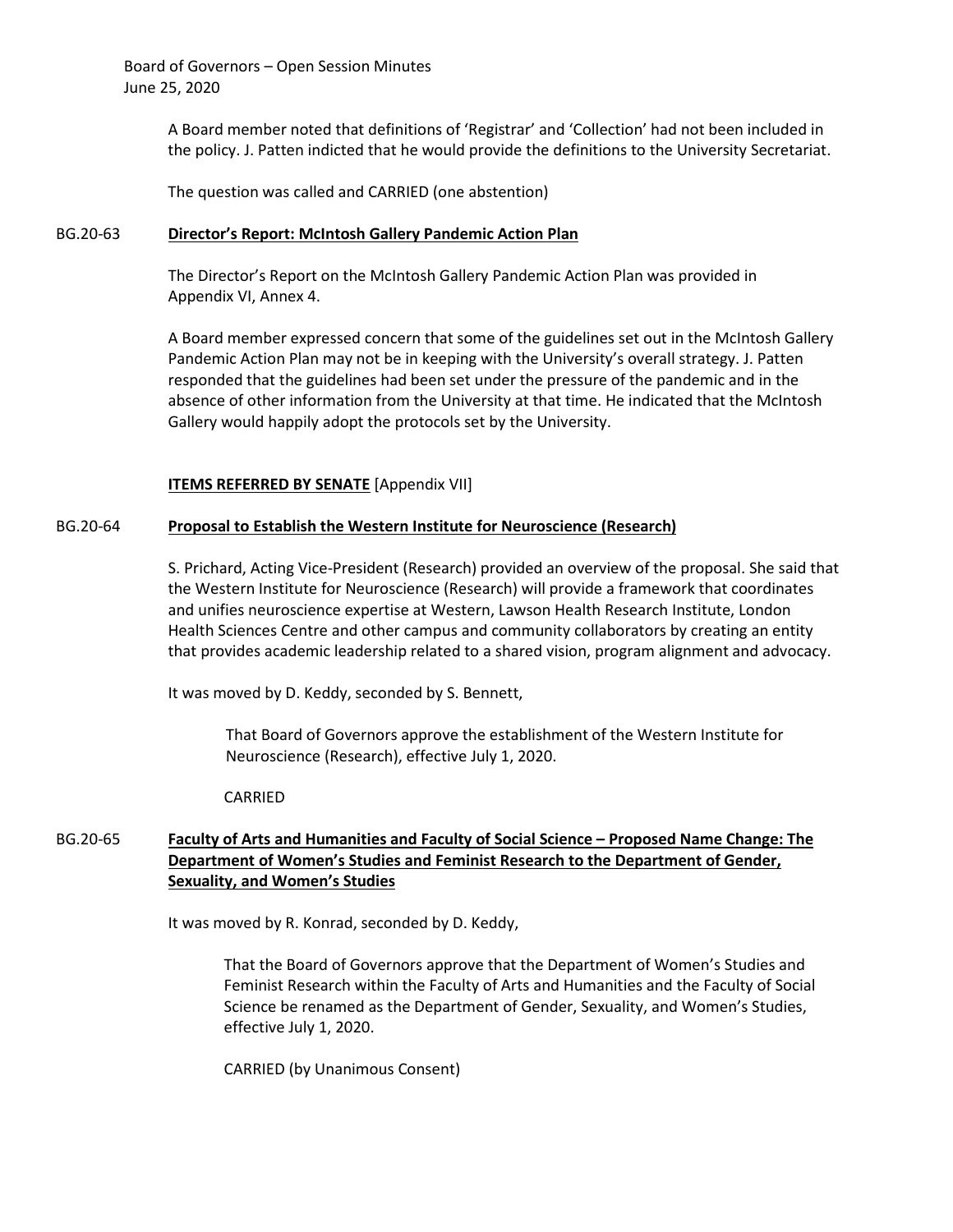A Board member noted that definitions of 'Registrar' and 'Collection' had not been included in the policy. J. Patten indicted that he would provide the definitions to the University Secretariat.

The question was called and CARRIED (one abstention)

BG.20-63 **Director's Report: McIntosh Gallery Pandemic Action Plan**

The Director's Report on the McIntosh Gallery Pandemic Action Plan was provided in Appendix VI, Annex 4.

A Board member expressed concern that some of the guidelines set out in the McIntosh Gallery Pandemic Action Plan may not be in keeping with the University's overall strategy. J. Patten responded that the guidelines had been set under the pressure of the pandemic and in the absence of other information from the University at that time. He indicated that the McIntosh Gallery would happily adopt the protocols set by the University.

**ITEMS REFERRED BY SENATE** [Appendix VII]

BG.20-64 **Proposal to Establish the Western Institute for Neuroscience (Research)**

S. Prichard, Acting Vice-President (Research) provided an overview of the proposal. She said that the Western Institute for Neuroscience (Research) will provide a framework that coordinates and unifies neuroscience expertise at Western, Lawson Health Research Institute, London Health Sciences Centre and other campus and community collaborators by creating an entity that provides academic leadership related to a shared vision, program alignment and advocacy.

It was moved by D. Keddy, seconded by S. Bennett,

> That Board of Governors approve the establishment of the Western Institute for Neuroscience (Research), effective July 1, 2020.
>
> CARRIED

BG.20-65 **Faculty of Arts and Humanities and Faculty of Social Science – Proposed Name Change: The Department of Women's Studies and Feminist Research to the Department of Gender, Sexuality, and Women's Studies**

It was moved by R. Konrad, seconded by D. Keddy,

> That the Board of Governors approve that the Department of Women's Studies and Feminist Research within the Faculty of Arts and Humanities and the Faculty of Social Science be renamed as the Department of Gender, Sexuality, and Women's Studies, effective July 1, 2020.
>
> CARRIED (by Unanimous Consent)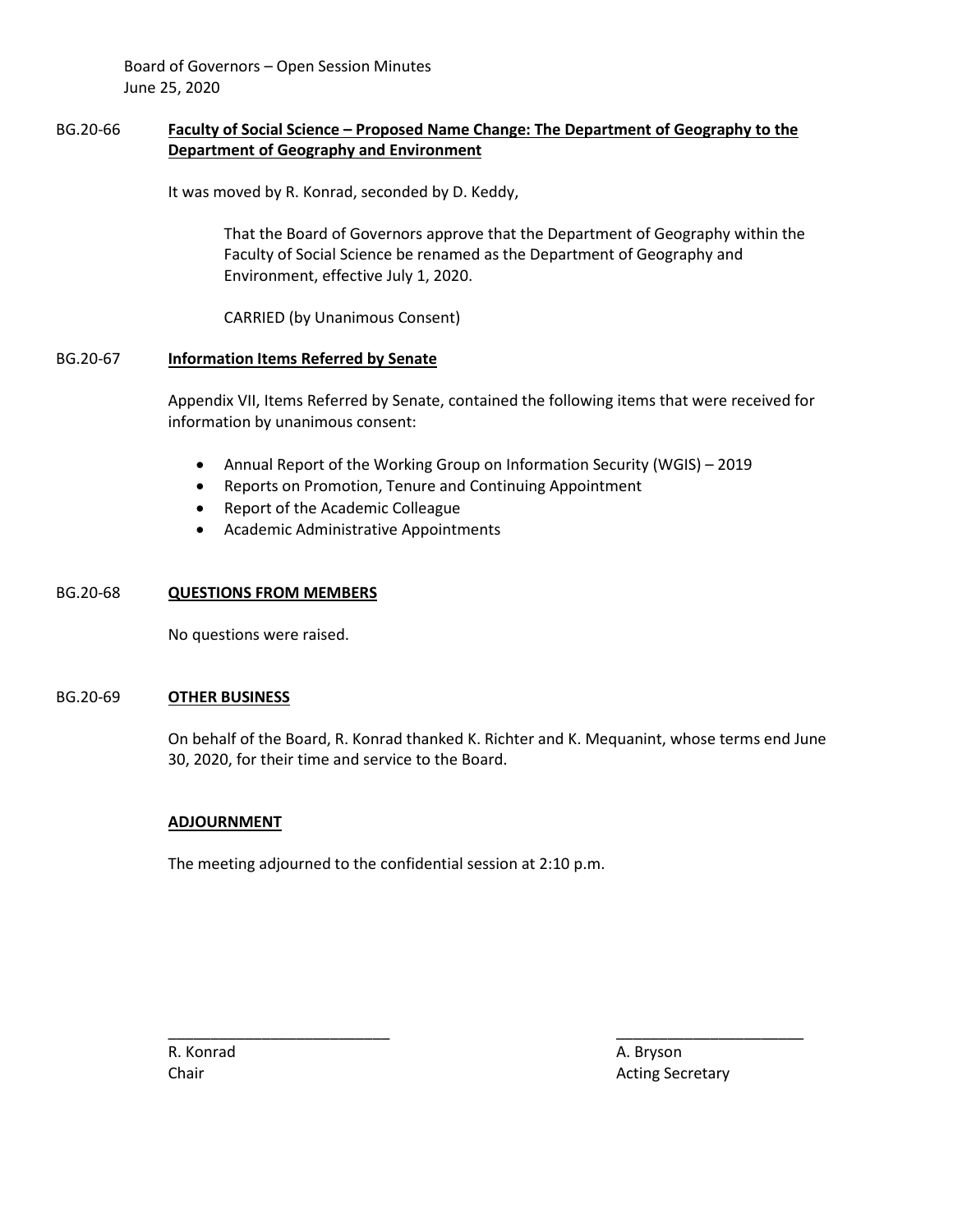BG.20-66 **Faculty of Social Science – Proposed Name Change: The Department of Geography to the Department of Geography and Environment**

It was moved by R. Konrad, seconded by D. Keddy,

> That the Board of Governors approve that the Department of Geography within the Faculty of Social Science be renamed as the Department of Geography and Environment, effective July 1, 2020.
>
> CARRIED (by Unanimous Consent)

BG.20-67 **Information Items Referred by Senate**

Appendix VII, Items Referred by Senate, contained the following items that were received for information by unanimous consent:

- Annual Report of the Working Group on Information Security (WGIS) – 2019
- Reports on Promotion, Tenure and Continuing Appointment
- Report of the Academic Colleague
- Academic Administrative Appointments

BG.20-68 **QUESTIONS FROM MEMBERS**

No questions were raised.

BG.20-69 **OTHER BUSINESS**

On behalf of the Board, R. Konrad thanked K. Richter and K. Mequanint, whose terms end June 30, 2020, for their time and service to the Board.

**ADJOURNMENT**

The meeting adjourned to the confidential session at 2:10 p.m.

| | |
|---|---|
| \_\_\_\_\_\_\_\_\_\_\_\_\_\_\_\_\_\_\_\_\_\_\_\_\_\_ | \_\_\_\_\_\_\_\_\_\_\_\_\_\_\_\_\_\_\_\_\_\_\_ |
| R. Konrad | A. Bryson |
| Chair | Acting Secretary |